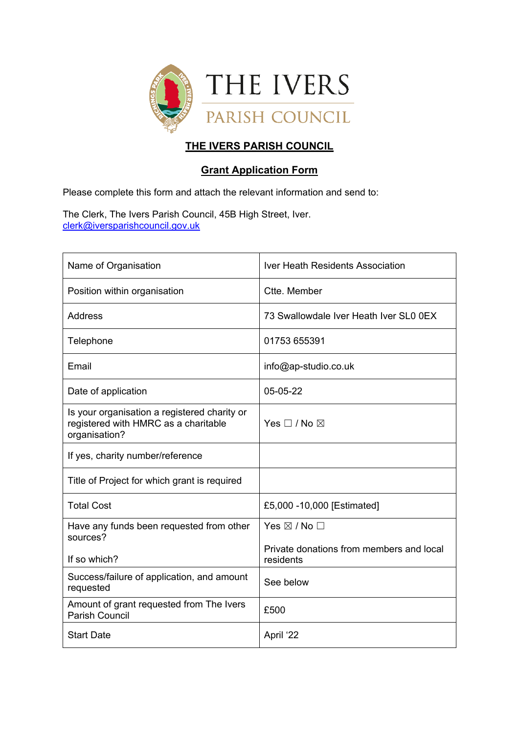# THE IVERS PARISH COUNCIL

## Grant Application Form

Please complete this form and attach the relevant information and send to:

The Clerk, The Ivers Parish Council, 45B High Street, Iver.
clerk@iversparishcouncil.gov.uk

| | |
|---|---|
| Name of Organisation | Iver Heath Residents Association |
| Position within organisation | Ctte. Member |
| Address | 73 Swallowdale Iver Heath Iver SL0 0EX |
| Telephone | 01753 655391 |
| Email | info@ap-studio.co.uk |
| Date of application | 05-05-22 |
| Is your organisation a registered charity or registered with HMRC as a charitable organisation? | Yes ☐ / No ☒ |
| If yes, charity number/reference | |
| Title of Project for which grant is required | |
| Total Cost | £5,000 -10,000 [Estimated] |
| Have any funds been requested from other sources?<br><br>If so which? | Yes ☒ / No ☐<br><br>Private donations from members and local residents |
| Success/failure of application, and amount requested | See below |
| Amount of grant requested from The Ivers Parish Council | £500 |
| Start Date | April '22 |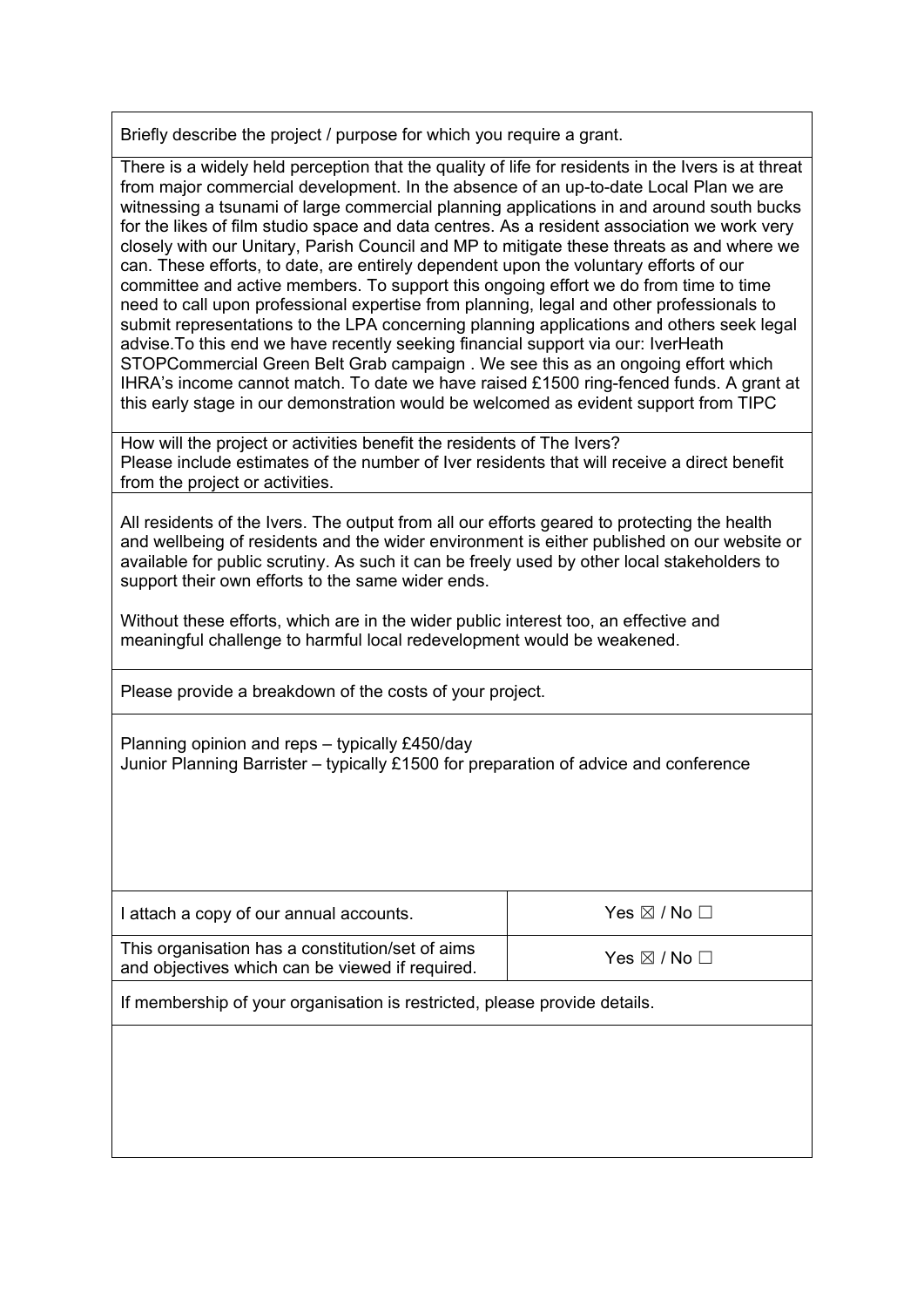Briefly describe the project / purpose for which you require a grant.

There is a widely held perception that the quality of life for residents in the Ivers is at threat from major commercial development. In the absence of an up-to-date Local Plan we are witnessing a tsunami of large commercial planning applications in and around south bucks for the likes of film studio space and data centres. As a resident association we work very closely with our Unitary, Parish Council and MP to mitigate these threats as and where we can. These efforts, to date, are entirely dependent upon the voluntary efforts of our committee and active members. To support this ongoing effort we do from time to time need to call upon professional expertise from planning, legal and other professionals to submit representations to the LPA concerning planning applications and others seek legal advise.To this end we have recently seeking financial support via our: IverHeath STOPCommercial Green Belt Grab campaign . We see this as an ongoing effort which IHRA's income cannot match. To date we have raised £1500 ring-fenced funds. A grant at this early stage in our demonstration would be welcomed as evident support from TIPC

How will the project or activities benefit the residents of The Ivers?
Please include estimates of the number of Iver residents that will receive a direct benefit from the project or activities.

All residents of the Ivers. The output from all our efforts geared to protecting the health and wellbeing of residents and the wider environment is either published on our website or available for public scrutiny. As such it can be freely used by other local stakeholders to support their own efforts to the same wider ends.

Without these efforts, which are in the wider public interest too, an effective and meaningful challenge to harmful local redevelopment would be weakened.

Please provide a breakdown of the costs of your project.

Planning opinion and reps – typically £450/day
Junior Planning Barrister – typically £1500 for preparation of advice and conference

| | |
|---|---|
| I attach a copy of our annual accounts. | Yes ☒ / No ☐ |
| This organisation has a constitution/set of aims and objectives which can be viewed if required. | Yes ☒ / No ☐ |

If membership of your organisation is restricted, please provide details.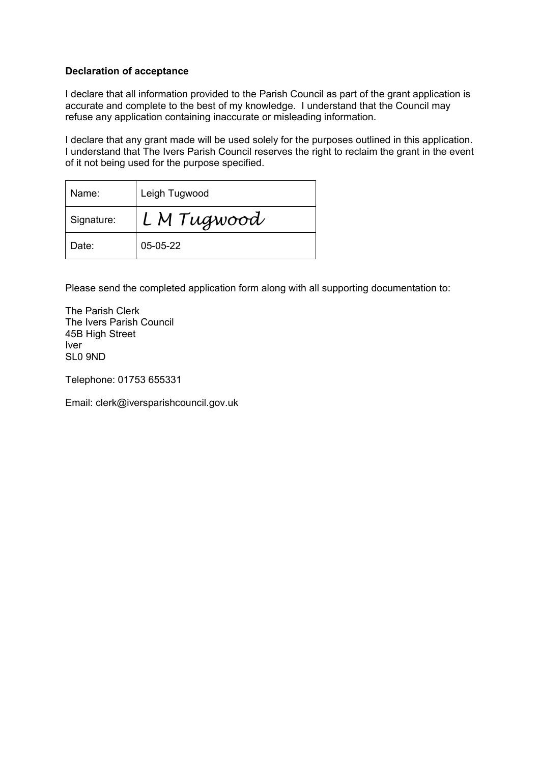**Declaration of acceptance**

I declare that all information provided to the Parish Council as part of the grant application is accurate and complete to the best of my knowledge. I understand that the Council may refuse any application containing inaccurate or misleading information.

I declare that any grant made will be used solely for the purposes outlined in this application. I understand that The Ivers Parish Council reserves the right to reclaim the grant in the event of it not being used for the purpose specified.

| Name: | Leigh Tugwood |
|---|---|
| Signature: | *L M Tugwood* |
| Date: | 05-05-22 |

Please send the completed application form along with all supporting documentation to:

The Parish Clerk
The Ivers Parish Council
45B High Street
Iver
SL0 9ND

Telephone: 01753 655331

Email: clerk@iversparishcouncil.gov.uk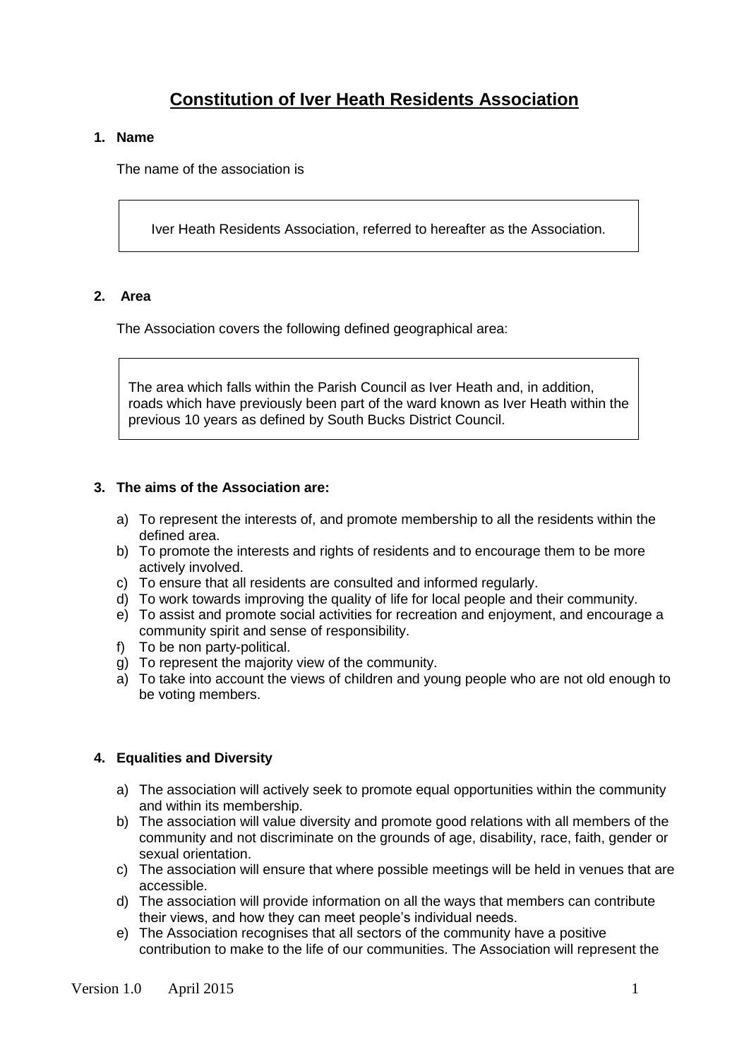# Constitution of Iver Heath Residents Association

**1. Name**

The name of the association is

Iver Heath Residents Association, referred to hereafter as the Association.

**2. Area**

The Association covers the following defined geographical area:

The area which falls within the Parish Council as Iver Heath and, in addition, roads which have previously been part of the ward known as Iver Heath within the previous 10 years as defined by South Bucks District Council.

**3. The aims of the Association are:**

a) To represent the interests of, and promote membership to all the residents within the defined area.
b) To promote the interests and rights of residents and to encourage them to be more actively involved.
c) To ensure that all residents are consulted and informed regularly.
d) To work towards improving the quality of life for local people and their community.
e) To assist and promote social activities for recreation and enjoyment, and encourage a community spirit and sense of responsibility.
f) To be non party-political.
g) To represent the majority view of the community.
a) To take into account the views of children and young people who are not old enough to be voting members.

**4. Equalities and Diversity**

a) The association will actively seek to promote equal opportunities within the community and within its membership.
b) The association will value diversity and promote good relations with all members of the community and not discriminate on the grounds of age, disability, race, faith, gender or sexual orientation.
c) The association will ensure that where possible meetings will be held in venues that are accessible.
d) The association will provide information on all the ways that members can contribute their views, and how they can meet people's individual needs.
e) The Association recognises that all sectors of the community have a positive contribution to make to the life of our communities. The Association will represent the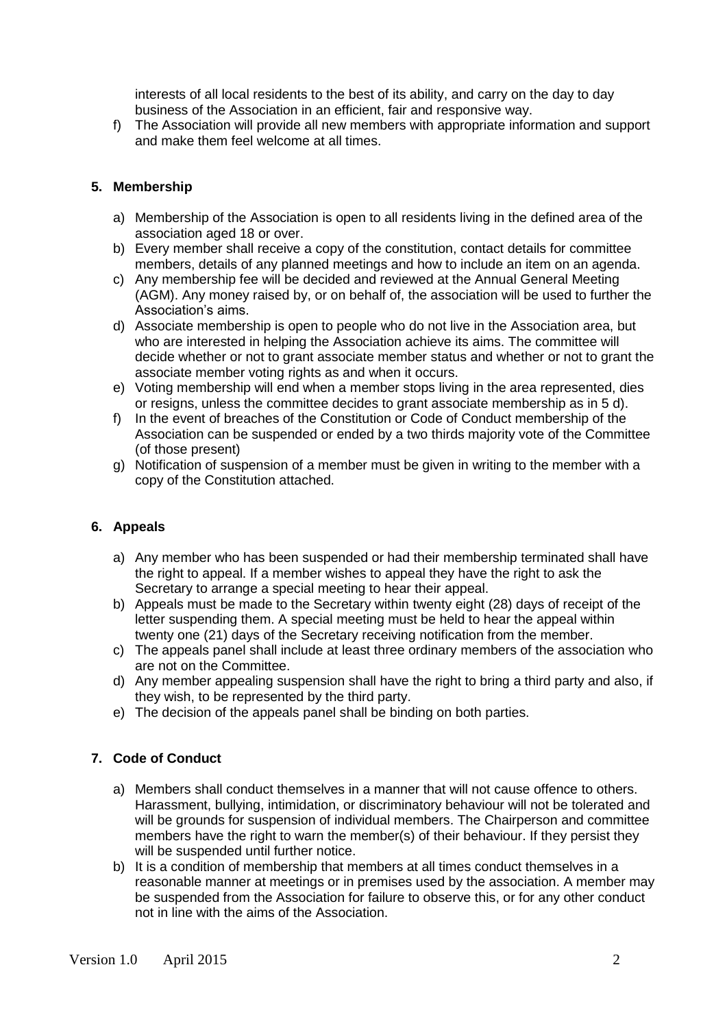interests of all local residents to the best of its ability, and carry on the day to day business of the Association in an efficient, fair and responsive way.

f) The Association will provide all new members with appropriate information and support and make them feel welcome at all times.

## 5. Membership

a) Membership of the Association is open to all residents living in the defined area of the association aged 18 or over.
b) Every member shall receive a copy of the constitution, contact details for committee members, details of any planned meetings and how to include an item on an agenda.
c) Any membership fee will be decided and reviewed at the Annual General Meeting (AGM). Any money raised by, or on behalf of, the association will be used to further the Association's aims.
d) Associate membership is open to people who do not live in the Association area, but who are interested in helping the Association achieve its aims. The committee will decide whether or not to grant associate member status and whether or not to grant the associate member voting rights as and when it occurs.
e) Voting membership will end when a member stops living in the area represented, dies or resigns, unless the committee decides to grant associate membership as in 5 d).
f) In the event of breaches of the Constitution or Code of Conduct membership of the Association can be suspended or ended by a two thirds majority vote of the Committee (of those present)
g) Notification of suspension of a member must be given in writing to the member with a copy of the Constitution attached.

## 6. Appeals

a) Any member who has been suspended or had their membership terminated shall have the right to appeal. If a member wishes to appeal they have the right to ask the Secretary to arrange a special meeting to hear their appeal.
b) Appeals must be made to the Secretary within twenty eight (28) days of receipt of the letter suspending them. A special meeting must be held to hear the appeal within twenty one (21) days of the Secretary receiving notification from the member.
c) The appeals panel shall include at least three ordinary members of the association who are not on the Committee.
d) Any member appealing suspension shall have the right to bring a third party and also, if they wish, to be represented by the third party.
e) The decision of the appeals panel shall be binding on both parties.

## 7. Code of Conduct

a) Members shall conduct themselves in a manner that will not cause offence to others. Harassment, bullying, intimidation, or discriminatory behaviour will not be tolerated and will be grounds for suspension of individual members. The Chairperson and committee members have the right to warn the member(s) of their behaviour. If they persist they will be suspended until further notice.
b) It is a condition of membership that members at all times conduct themselves in a reasonable manner at meetings or in premises used by the association. A member may be suspended from the Association for failure to observe this, or for any other conduct not in line with the aims of the Association.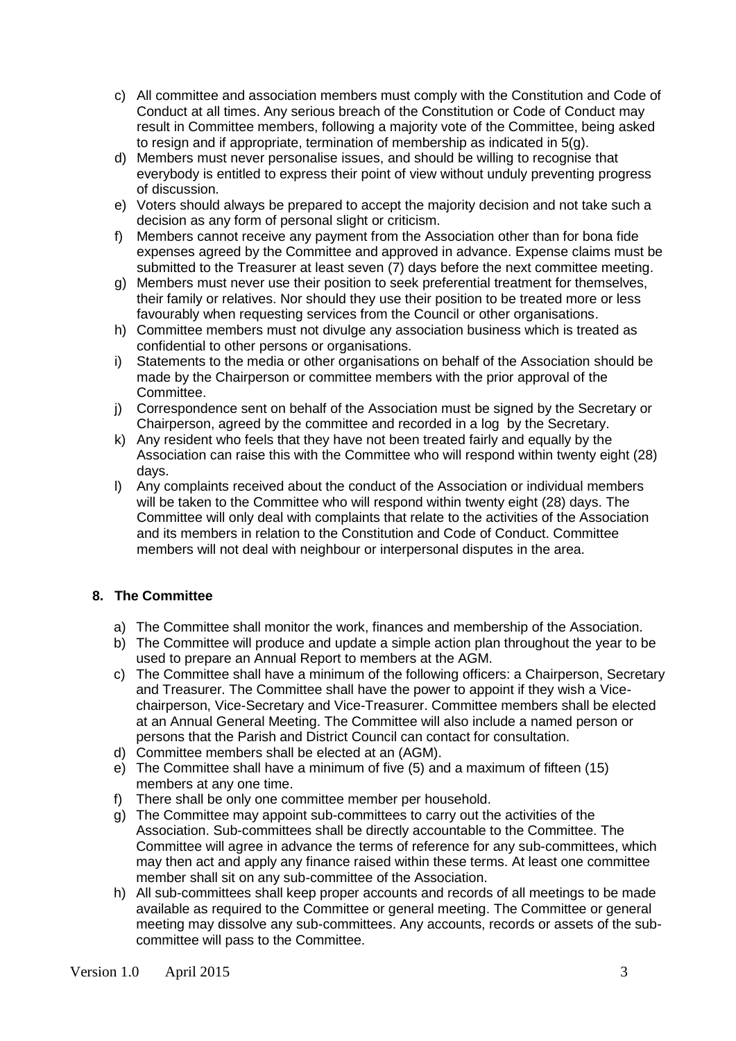c) All committee and association members must comply with the Constitution and Code of Conduct at all times. Any serious breach of the Constitution or Code of Conduct may result in Committee members, following a majority vote of the Committee, being asked to resign and if appropriate, termination of membership as indicated in 5(g).

d) Members must never personalise issues, and should be willing to recognise that everybody is entitled to express their point of view without unduly preventing progress of discussion.

e) Voters should always be prepared to accept the majority decision and not take such a decision as any form of personal slight or criticism.

f) Members cannot receive any payment from the Association other than for bona fide expenses agreed by the Committee and approved in advance. Expense claims must be submitted to the Treasurer at least seven (7) days before the next committee meeting.

g) Members must never use their position to seek preferential treatment for themselves, their family or relatives. Nor should they use their position to be treated more or less favourably when requesting services from the Council or other organisations.

h) Committee members must not divulge any association business which is treated as confidential to other persons or organisations.

i) Statements to the media or other organisations on behalf of the Association should be made by the Chairperson or committee members with the prior approval of the Committee.

j) Correspondence sent on behalf of the Association must be signed by the Secretary or Chairperson, agreed by the committee and recorded in a log by the Secretary.

k) Any resident who feels that they have not been treated fairly and equally by the Association can raise this with the Committee who will respond within twenty eight (28) days.

l) Any complaints received about the conduct of the Association or individual members will be taken to the Committee who will respond within twenty eight (28) days. The Committee will only deal with complaints that relate to the activities of the Association and its members in relation to the Constitution and Code of Conduct. Committee members will not deal with neighbour or interpersonal disputes in the area.

## 8. The Committee

a) The Committee shall monitor the work, finances and membership of the Association.

b) The Committee will produce and update a simple action plan throughout the year to be used to prepare an Annual Report to members at the AGM.

c) The Committee shall have a minimum of the following officers: a Chairperson, Secretary and Treasurer. The Committee shall have the power to appoint if they wish a Vice-chairperson, Vice-Secretary and Vice-Treasurer. Committee members shall be elected at an Annual General Meeting. The Committee will also include a named person or persons that the Parish and District Council can contact for consultation.

d) Committee members shall be elected at an (AGM).

e) The Committee shall have a minimum of five (5) and a maximum of fifteen (15) members at any one time.

f) There shall be only one committee member per household.

g) The Committee may appoint sub-committees to carry out the activities of the Association. Sub-committees shall be directly accountable to the Committee. The Committee will agree in advance the terms of reference for any sub-committees, which may then act and apply any finance raised within these terms. At least one committee member shall sit on any sub-committee of the Association.

h) All sub-committees shall keep proper accounts and records of all meetings to be made available as required to the Committee or general meeting. The Committee or general meeting may dissolve any sub-committees. Any accounts, records or assets of the sub-committee will pass to the Committee.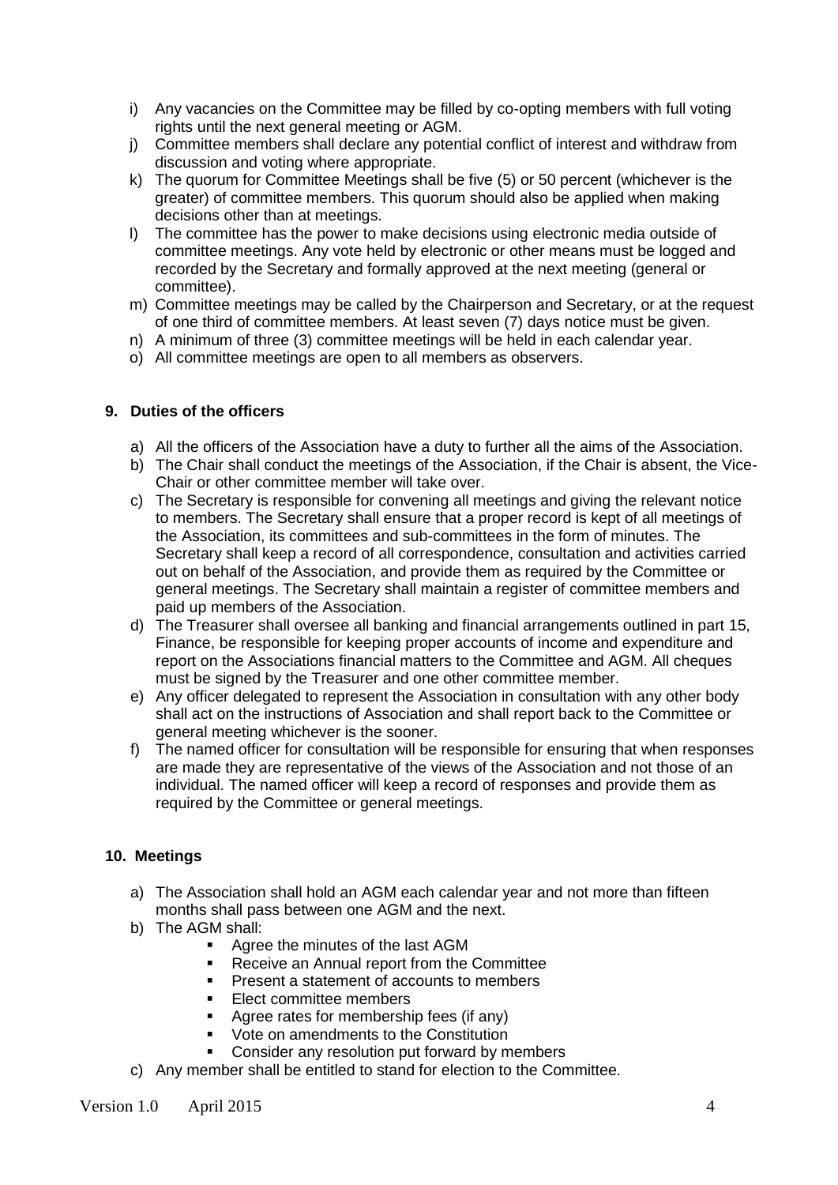i) Any vacancies on the Committee may be filled by co-opting members with full voting rights until the next general meeting or AGM.
j) Committee members shall declare any potential conflict of interest and withdraw from discussion and voting where appropriate.
k) The quorum for Committee Meetings shall be five (5) or 50 percent (whichever is the greater) of committee members. This quorum should also be applied when making decisions other than at meetings.
l) The committee has the power to make decisions using electronic media outside of committee meetings. Any vote held by electronic or other means must be logged and recorded by the Secretary and formally approved at the next meeting (general or committee).
m) Committee meetings may be called by the Chairperson and Secretary, or at the request of one third of committee members. At least seven (7) days notice must be given.
n) A minimum of three (3) committee meetings will be held in each calendar year.
o) All committee meetings are open to all members as observers.

## 9. Duties of the officers

a) All the officers of the Association have a duty to further all the aims of the Association.
b) The Chair shall conduct the meetings of the Association, if the Chair is absent, the Vice-Chair or other committee member will take over.
c) The Secretary is responsible for convening all meetings and giving the relevant notice to members. The Secretary shall ensure that a proper record is kept of all meetings of the Association, its committees and sub-committees in the form of minutes. The Secretary shall keep a record of all correspondence, consultation and activities carried out on behalf of the Association, and provide them as required by the Committee or general meetings. The Secretary shall maintain a register of committee members and paid up members of the Association.
d) The Treasurer shall oversee all banking and financial arrangements outlined in part 15, Finance, be responsible for keeping proper accounts of income and expenditure and report on the Associations financial matters to the Committee and AGM. All cheques must be signed by the Treasurer and one other committee member.
e) Any officer delegated to represent the Association in consultation with any other body shall act on the instructions of Association and shall report back to the Committee or general meeting whichever is the sooner.
f) The named officer for consultation will be responsible for ensuring that when responses are made they are representative of the views of the Association and not those of an individual. The named officer will keep a record of responses and provide them as required by the Committee or general meetings.

## 10. Meetings

a) The Association shall hold an AGM each calendar year and not more than fifteen months shall pass between one AGM and the next.
b) The AGM shall:
    - Agree the minutes of the last AGM
    - Receive an Annual report from the Committee
    - Present a statement of accounts to members
    - Elect committee members
    - Agree rates for membership fees (if any)
    - Vote on amendments to the Constitution
    - Consider any resolution put forward by members
c) Any member shall be entitled to stand for election to the Committee.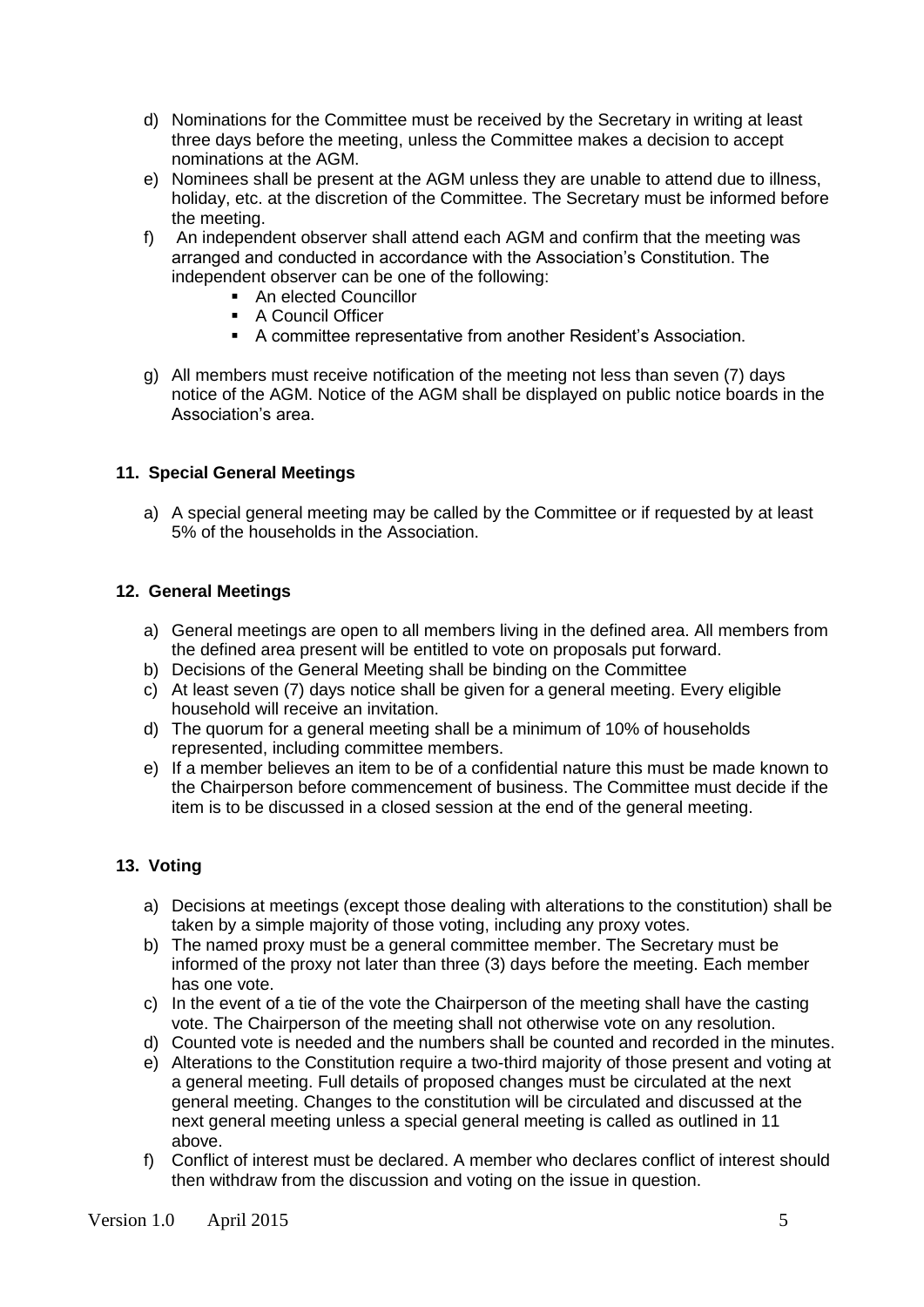d) Nominations for the Committee must be received by the Secretary in writing at least three days before the meeting, unless the Committee makes a decision to accept nominations at the AGM.
e) Nominees shall be present at the AGM unless they are unable to attend due to illness, holiday, etc. at the discretion of the Committee. The Secretary must be informed before the meeting.
f) An independent observer shall attend each AGM and confirm that the meeting was arranged and conducted in accordance with the Association's Constitution. The independent observer can be one of the following:
   - An elected Councillor
   - A Council Officer
   - A committee representative from another Resident's Association.
g) All members must receive notification of the meeting not less than seven (7) days notice of the AGM. Notice of the AGM shall be displayed on public notice boards in the Association's area.

### 11. Special General Meetings

a) A special general meeting may be called by the Committee or if requested by at least 5% of the households in the Association.

### 12. General Meetings

a) General meetings are open to all members living in the defined area. All members from the defined area present will be entitled to vote on proposals put forward.
b) Decisions of the General Meeting shall be binding on the Committee
c) At least seven (7) days notice shall be given for a general meeting. Every eligible household will receive an invitation.
d) The quorum for a general meeting shall be a minimum of 10% of households represented, including committee members.
e) If a member believes an item to be of a confidential nature this must be made known to the Chairperson before commencement of business. The Committee must decide if the item is to be discussed in a closed session at the end of the general meeting.

### 13. Voting

a) Decisions at meetings (except those dealing with alterations to the constitution) shall be taken by a simple majority of those voting, including any proxy votes.
b) The named proxy must be a general committee member. The Secretary must be informed of the proxy not later than three (3) days before the meeting. Each member has one vote.
c) In the event of a tie of the vote the Chairperson of the meeting shall have the casting vote. The Chairperson of the meeting shall not otherwise vote on any resolution.
d) Counted vote is needed and the numbers shall be counted and recorded in the minutes.
e) Alterations to the Constitution require a two-third majority of those present and voting at a general meeting. Full details of proposed changes must be circulated at the next general meeting. Changes to the constitution will be circulated and discussed at the next general meeting unless a special general meeting is called as outlined in 11 above.
f) Conflict of interest must be declared. A member who declares conflict of interest should then withdraw from the discussion and voting on the issue in question.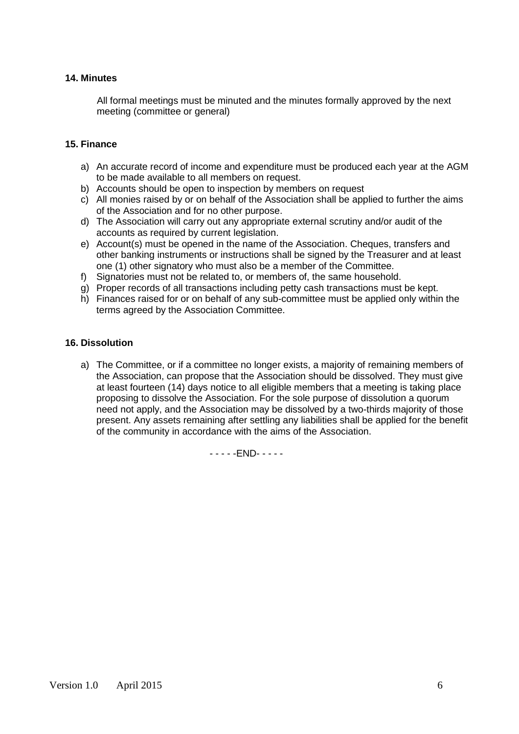**14. Minutes**

All formal meetings must be minuted and the minutes formally approved by the next meeting (committee or general)

**15. Finance**

a) An accurate record of income and expenditure must be produced each year at the AGM to be made available to all members on request.
b) Accounts should be open to inspection by members on request
c) All monies raised by or on behalf of the Association shall be applied to further the aims of the Association and for no other purpose.
d) The Association will carry out any appropriate external scrutiny and/or audit of the accounts as required by current legislation.
e) Account(s) must be opened in the name of the Association. Cheques, transfers and other banking instruments or instructions shall be signed by the Treasurer and at least one (1) other signatory who must also be a member of the Committee.
f) Signatories must not be related to, or members of, the same household.
g) Proper records of all transactions including petty cash transactions must be kept.
h) Finances raised for or on behalf of any sub-committee must be applied only within the terms agreed by the Association Committee.

**16. Dissolution**

a) The Committee, or if a committee no longer exists, a majority of remaining members of the Association, can propose that the Association should be dissolved. They must give at least fourteen (14) days notice to all eligible members that a meeting is taking place proposing to dissolve the Association. For the sole purpose of dissolution a quorum need not apply, and the Association may be dissolved by a two-thirds majority of those present. Any assets remaining after settling any liabilities shall be applied for the benefit of the community in accordance with the aims of the Association.

- - - - -END- - - - -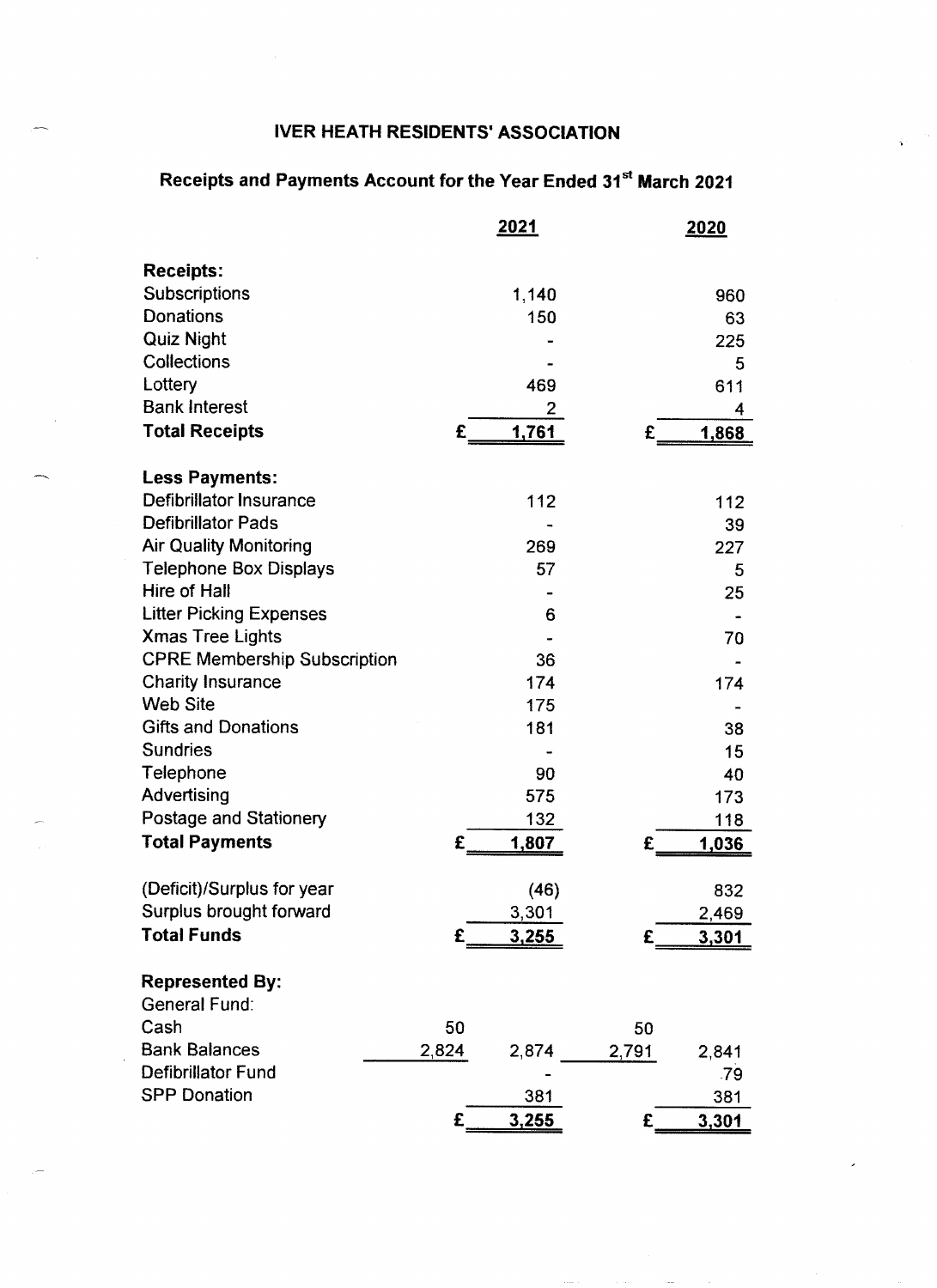# IVER HEATH RESIDENTS' ASSOCIATION

## Receipts and Payments Account for the Year Ended 31st March 2021

| | | 2021 | | 2020 |
|---|---|---|---|---|
| **Receipts:** | | | | |
| Subscriptions | | 1,140 | | 960 |
| Donations | | 150 | | 63 |
| Quiz Night | | - | | 225 |
| Collections | | - | | 5 |
| Lottery | | 469 | | 611 |
| Bank Interest | | 2 | | 4 |
| **Total Receipts** | | **£ 1,761** | | **£ 1,868** |
| **Less Payments:** | | | | |
| Defibrillator Insurance | | 112 | | 112 |
| Defibrillator Pads | | - | | 39 |
| Air Quality Monitoring | | 269 | | 227 |
| Telephone Box Displays | | 57 | | 5 |
| Hire of Hall | | - | | 25 |
| Litter Picking Expenses | | 6 | | - |
| Xmas Tree Lights | | - | | 70 |
| CPRE Membership Subscription | | 36 | | - |
| Charity Insurance | | 174 | | 174 |
| Web Site | | 175 | | - |
| Gifts and Donations | | 181 | | 38 |
| Sundries | | - | | 15 |
| Telephone | | 90 | | 40 |
| Advertising | | 575 | | 173 |
| Postage and Stationery | | 132 | | 118 |
| **Total Payments** | | **£ 1,807** | | **£ 1,036** |
| (Deficit)/Surplus for year | | (46) | | 832 |
| Surplus brought forward | | 3,301 | | 2,469 |
| **Total Funds** | | **£ 3,255** | | **£ 3,301** |
| **Represented By:** | | | | |
| General Fund: | | | | |
| Cash | 50 | | 50 | |
| Bank Balances | 2,824 | 2,874 | 2,791 | 2,841 |
| Defibrillator Fund | | - | | 79 |
| SPP Donation | | 381 | | 381 |
| | | **£ 3,255** | | **£ 3,301** |